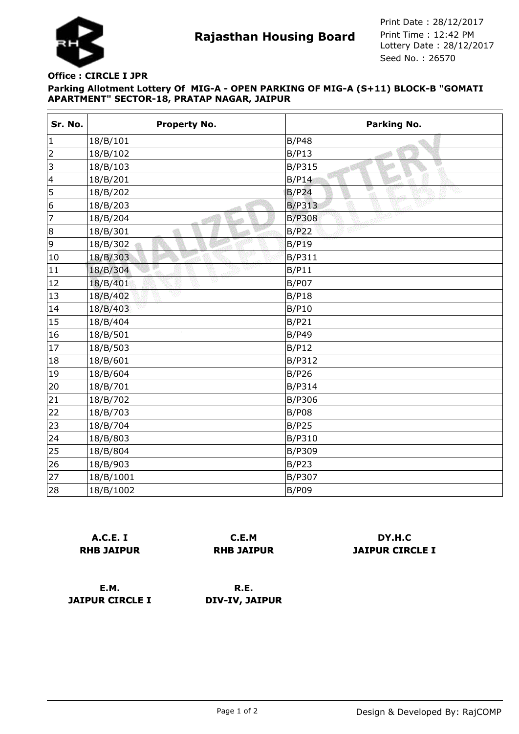# Rajasthan Housing Board

Print Date : 28/12/2017
Print Time : 12:42 PM
Lottery Date : 28/12/2017
Seed No. : 26570

**Office : CIRCLE I JPR**

**Parking Allotment Lottery Of MIG-A - OPEN PARKING OF MIG-A (S+11) BLOCK-B "GOMATI APARTMENT" SECTOR-18, PRATAP NAGAR, JAIPUR**

| Sr. No. | Property No. | Parking No. |
|---|---|---|
| 1 | 18/B/101 | B/P48 |
| 2 | 18/B/102 | B/P13 |
| 3 | 18/B/103 | B/P315 |
| 4 | 18/B/201 | B/P14 |
| 5 | 18/B/202 | B/P24 |
| 6 | 18/B/203 | B/P313 |
| 7 | 18/B/204 | B/P308 |
| 8 | 18/B/301 | B/P22 |
| 9 | 18/B/302 | B/P19 |
| 10 | 18/B/303 | B/P311 |
| 11 | 18/B/304 | B/P11 |
| 12 | 18/B/401 | B/P07 |
| 13 | 18/B/402 | B/P18 |
| 14 | 18/B/403 | B/P10 |
| 15 | 18/B/404 | B/P21 |
| 16 | 18/B/501 | B/P49 |
| 17 | 18/B/503 | B/P12 |
| 18 | 18/B/601 | B/P312 |
| 19 | 18/B/604 | B/P26 |
| 20 | 18/B/701 | B/P314 |
| 21 | 18/B/702 | B/P306 |
| 22 | 18/B/703 | B/P08 |
| 23 | 18/B/704 | B/P25 |
| 24 | 18/B/803 | B/P310 |
| 25 | 18/B/804 | B/P309 |
| 26 | 18/B/903 | B/P23 |
| 27 | 18/B/1001 | B/P307 |
| 28 | 18/B/1002 | B/P09 |

**A.C.E. I**
**RHB JAIPUR**

**C.E.M**
**RHB JAIPUR**

**DY.H.C**
**JAIPUR CIRCLE I**

**E.M.**
**JAIPUR CIRCLE I**

**R.E.**
**DIV-IV, JAIPUR**

Design & Developed By: RajCOMP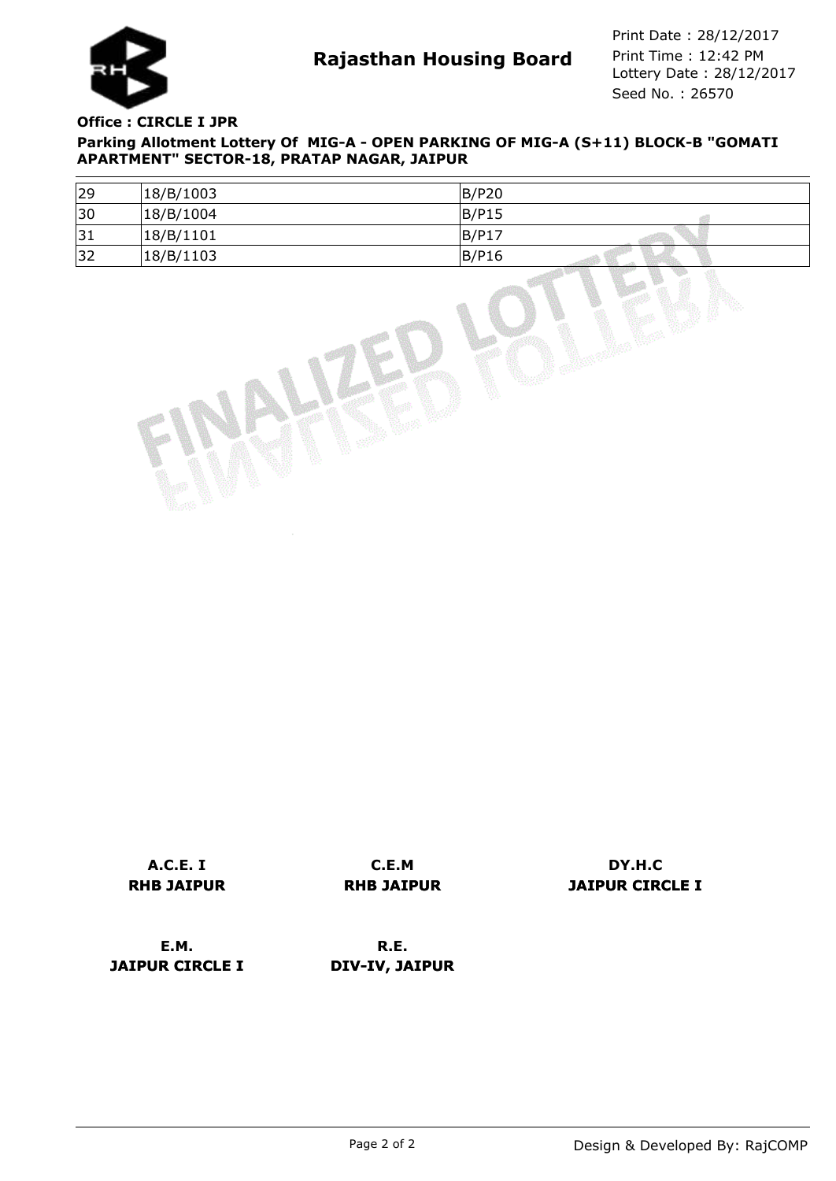**Rajasthan Housing Board**

Print Date : 28/12/2017
Print Time : 12:42 PM
Lottery Date : 28/12/2017
Seed No. : 26570

**Office : CIRCLE I JPR**

**Parking Allotment Lottery Of MIG-A - OPEN PARKING OF MIG-A (S+11) BLOCK-B "GOMATI APARTMENT" SECTOR-18, PRATAP NAGAR, JAIPUR**

| | | |
|---|---|---|
| 29 | 18/B/1003 | B/P20 |
| 30 | 18/B/1004 | B/P15 |
| 31 | 18/B/1101 | B/P17 |
| 32 | 18/B/1103 | B/P16 |

FINALIZED LOTTERY

**A.C.E. I**
**RHB JAIPUR**

**C.E.M**
**RHB JAIPUR**

**DY.H.C**
**JAIPUR CIRCLE I**

**E.M.**
**JAIPUR CIRCLE I**

**R.E.**
**DIV-IV, JAIPUR**

Design & Developed By: RajCOMP